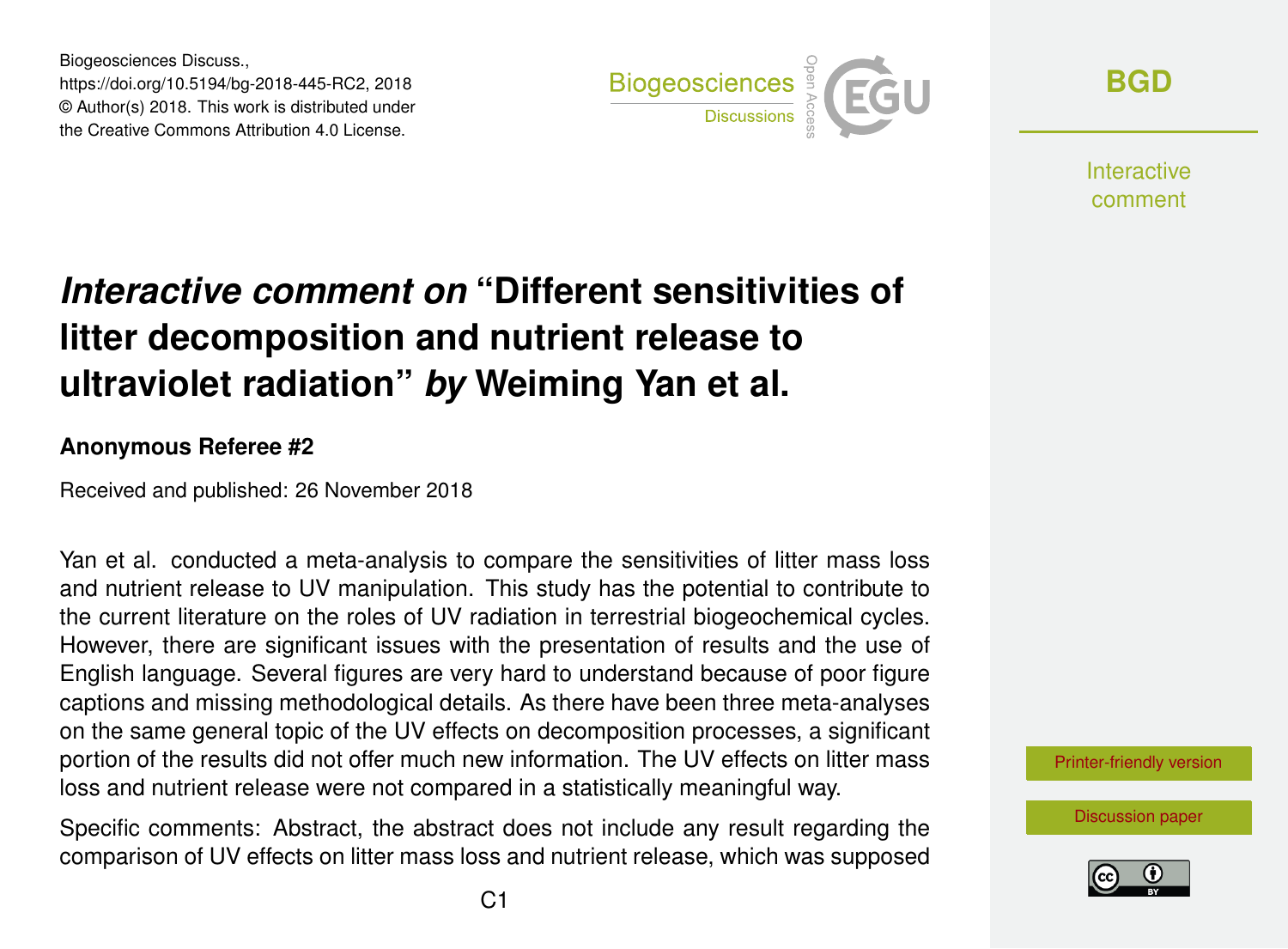Biogeosciences Discuss.,
https://doi.org/10.5194/bg-2018-445-RC2, 2018
© Author(s) 2018. This work is distributed under
the Creative Commons Attribution 4.0 License.

# *Interactive comment on* "Different sensitivities of litter decomposition and nutrient release to ultraviolet radiation" *by* Weiming Yan et al.

**Anonymous Referee #2**

Received and published: 26 November 2018

Yan et al. conducted a meta-analysis to compare the sensitivities of litter mass loss and nutrient release to UV manipulation. This study has the potential to contribute to the current literature on the roles of UV radiation in terrestrial biogeochemical cycles. However, there are significant issues with the presentation of results and the use of English language. Several figures are very hard to understand because of poor figure captions and missing methodological details. As there have been three meta-analyses on the same general topic of the UV effects on decomposition processes, a significant portion of the results did not offer much new information. The UV effects on litter mass loss and nutrient release were not compared in a statistically meaningful way.

Specific comments: Abstract, the abstract does not include any result regarding the comparison of UV effects on litter mass loss and nutrient release, which was supposed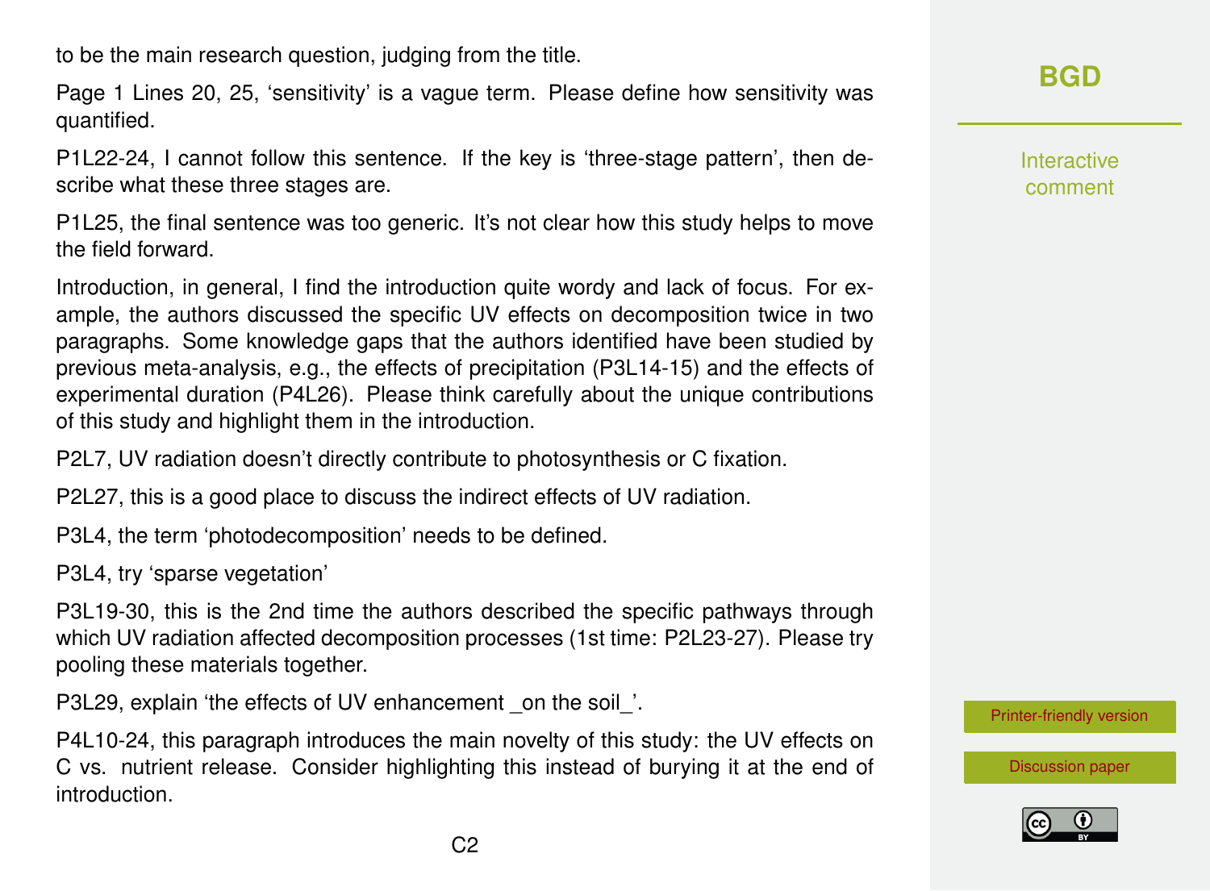to be the main research question, judging from the title.

Page 1 Lines 20, 25, 'sensitivity' is a vague term. Please define how sensitivity was quantified.

P1L22-24, I cannot follow this sentence. If the key is 'three-stage pattern', then describe what these three stages are.

P1L25, the final sentence was too generic. It's not clear how this study helps to move the field forward.

Introduction, in general, I find the introduction quite wordy and lack of focus. For example, the authors discussed the specific UV effects on decomposition twice in two paragraphs. Some knowledge gaps that the authors identified have been studied by previous meta-analysis, e.g., the effects of precipitation (P3L14-15) and the effects of experimental duration (P4L26). Please think carefully about the unique contributions of this study and highlight them in the introduction.

P2L7, UV radiation doesn't directly contribute to photosynthesis or C fixation.

P2L27, this is a good place to discuss the indirect effects of UV radiation.

P3L4, the term 'photodecomposition' needs to be defined.

P3L4, try 'sparse vegetation'

P3L19-30, this is the 2nd time the authors described the specific pathways through which UV radiation affected decomposition processes (1st time: P2L23-27). Please try pooling these materials together.

P3L29, explain 'the effects of UV enhancement _on the soil_'.

P4L10-24, this paragraph introduces the main novelty of this study: the UV effects on C vs. nutrient release. Consider highlighting this instead of burying it at the end of introduction.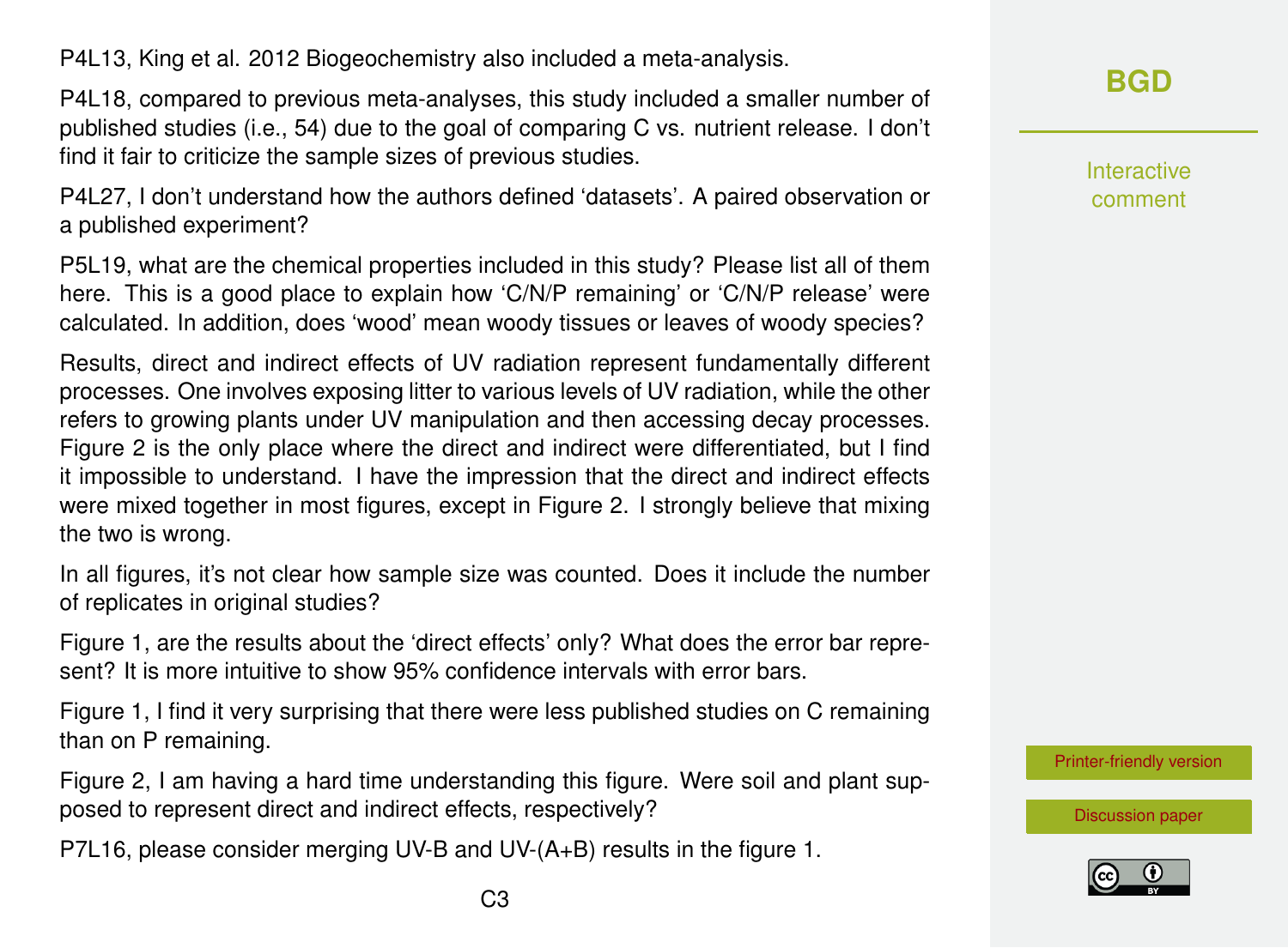P4L13, King et al. 2012 Biogeochemistry also included a meta-analysis.

P4L18, compared to previous meta-analyses, this study included a smaller number of published studies (i.e., 54) due to the goal of comparing C vs. nutrient release. I don't find it fair to criticize the sample sizes of previous studies.

P4L27, I don't understand how the authors defined 'datasets'. A paired observation or a published experiment?

P5L19, what are the chemical properties included in this study? Please list all of them here. This is a good place to explain how 'C/N/P remaining' or 'C/N/P release' were calculated. In addition, does 'wood' mean woody tissues or leaves of woody species?

Results, direct and indirect effects of UV radiation represent fundamentally different processes. One involves exposing litter to various levels of UV radiation, while the other refers to growing plants under UV manipulation and then accessing decay processes. Figure 2 is the only place where the direct and indirect were differentiated, but I find it impossible to understand. I have the impression that the direct and indirect effects were mixed together in most figures, except in Figure 2. I strongly believe that mixing the two is wrong.

In all figures, it's not clear how sample size was counted. Does it include the number of replicates in original studies?

Figure 1, are the results about the 'direct effects' only? What does the error bar represent? It is more intuitive to show 95% confidence intervals with error bars.

Figure 1, I find it very surprising that there were less published studies on C remaining than on P remaining.

Figure 2, I am having a hard time understanding this figure. Were soil and plant supposed to represent direct and indirect effects, respectively?

P7L16, please consider merging UV-B and UV-(A+B) results in the figure 1.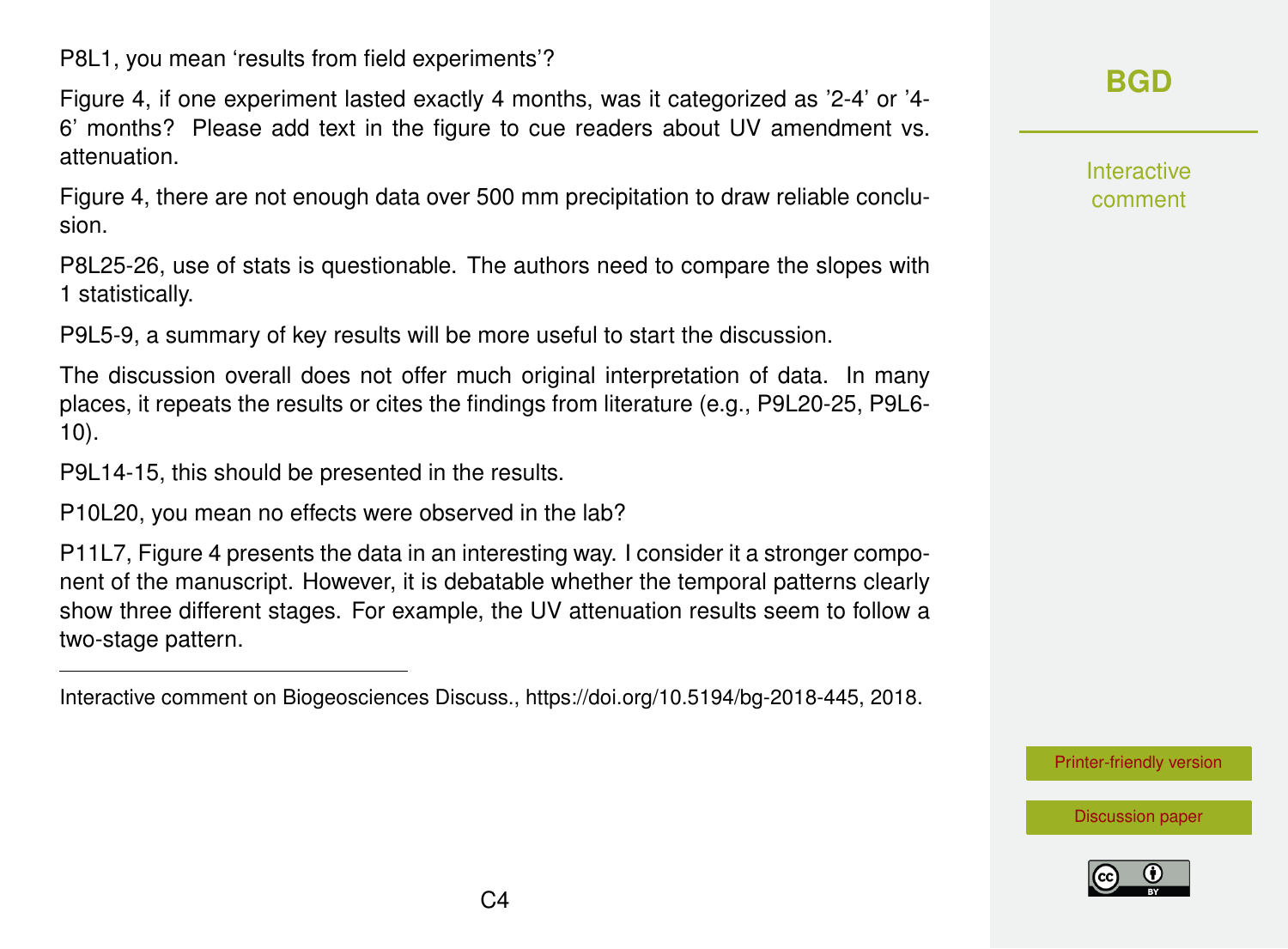P8L1, you mean 'results from field experiments'?

Figure 4, if one experiment lasted exactly 4 months, was it categorized as '2-4' or '4-6' months? Please add text in the figure to cue readers about UV amendment vs. attenuation.

Figure 4, there are not enough data over 500 mm precipitation to draw reliable conclusion.

P8L25-26, use of stats is questionable. The authors need to compare the slopes with 1 statistically.

P9L5-9, a summary of key results will be more useful to start the discussion.

The discussion overall does not offer much original interpretation of data. In many places, it repeats the results or cites the findings from literature (e.g., P9L20-25, P9L6-10).

P9L14-15, this should be presented in the results.

P10L20, you mean no effects were observed in the lab?

P11L7, Figure 4 presents the data in an interesting way. I consider it a stronger component of the manuscript. However, it is debatable whether the temporal patterns clearly show three different stages. For example, the UV attenuation results seem to follow a two-stage pattern.

---

Interactive comment on Biogeosciences Discuss., https://doi.org/10.5194/bg-2018-445, 2018.